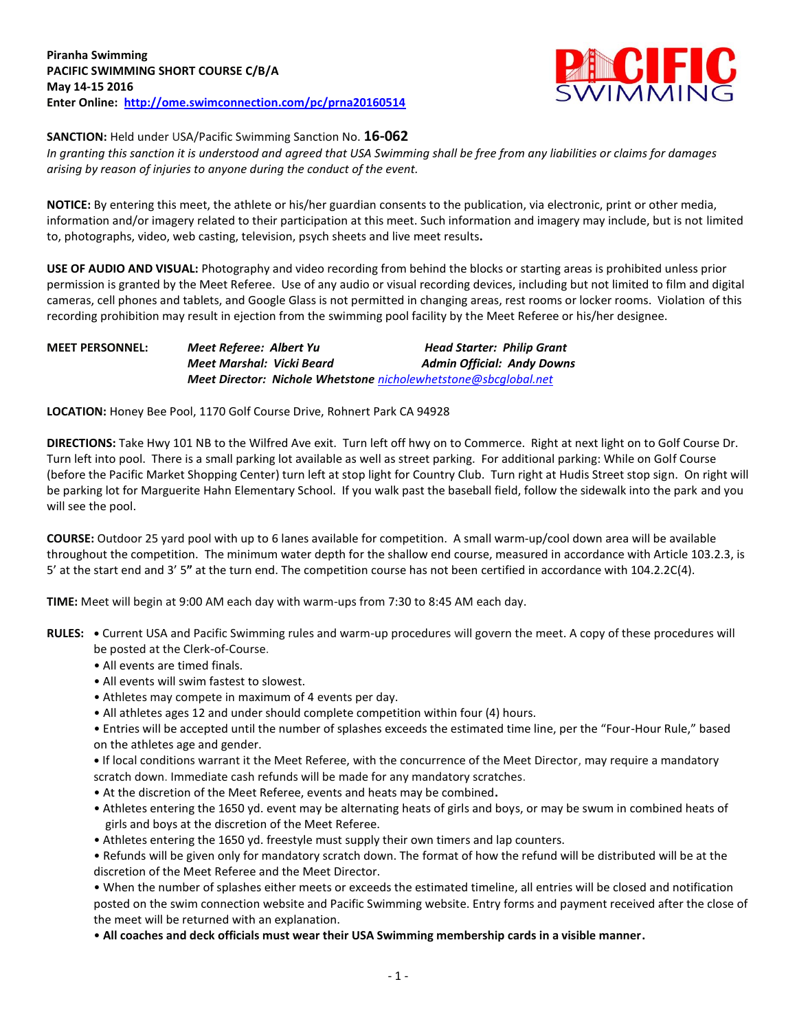**Piranha Swimming**
**PACIFIC SWIMMING SHORT COURSE C/B/A**
**May 14-15 2016**
**Enter Online: [http://ome.swimconnection.com/pc/prna20160514](http://ome.swimconnection.com/pc/prna20160514)**

**SANCTION:** Held under USA/Pacific Swimming Sanction No. **16-062**
*In granting this sanction it is understood and agreed that USA Swimming shall be free from any liabilities or claims for damages arising by reason of injuries to anyone during the conduct of the event.*

**NOTICE:** By entering this meet, the athlete or his/her guardian consents to the publication, via electronic, print or other media, information and/or imagery related to their participation at this meet. Such information and imagery may include, but is not limited to, photographs, video, web casting, television, psych sheets and live meet results**.**

**USE OF AUDIO AND VISUAL:** Photography and video recording from behind the blocks or starting areas is prohibited unless prior permission is granted by the Meet Referee. Use of any audio or visual recording devices, including but not limited to film and digital cameras, cell phones and tablets, and Google Glass is not permitted in changing areas, rest rooms or locker rooms. Violation of this recording prohibition may result in ejection from the swimming pool facility by the Meet Referee or his/her designee.

**MEET PERSONNEL:**
***Meet Referee: Albert Yu*** — ***Head Starter: Philip Grant***
***Meet Marshal: Vicki Beard*** — ***Admin Official: Andy Downs***
***Meet Director: Nichole Whetstone*** [nicholewhetstone@sbcglobal.net](mailto:nicholewhetstone@sbcglobal.net)

**LOCATION:** Honey Bee Pool, 1170 Golf Course Drive, Rohnert Park CA 94928

**DIRECTIONS:** Take Hwy 101 NB to the Wilfred Ave exit. Turn left off hwy on to Commerce. Right at next light on to Golf Course Dr. Turn left into pool. There is a small parking lot available as well as street parking. For additional parking: While on Golf Course (before the Pacific Market Shopping Center) turn left at stop light for Country Club. Turn right at Hudis Street stop sign. On right will be parking lot for Marguerite Hahn Elementary School. If you walk past the baseball field, follow the sidewalk into the park and you will see the pool.

**COURSE:** Outdoor 25 yard pool with up to 6 lanes available for competition. A small warm-up/cool down area will be available throughout the competition. The minimum water depth for the shallow end course, measured in accordance with Article 103.2.3, is 5' at the start end and 3' 5**"** at the turn end. The competition course has not been certified in accordance with 104.2.2C(4).

**TIME:** Meet will begin at 9:00 AM each day with warm-ups from 7:30 to 8:45 AM each day.

**RULES:**
- Current USA and Pacific Swimming rules and warm-up procedures will govern the meet. A copy of these procedures will be posted at the Clerk-of-Course.
- All events are timed finals.
- All events will swim fastest to slowest.
- Athletes may compete in maximum of 4 events per day.
- All athletes ages 12 and under should complete competition within four (4) hours.
- Entries will be accepted until the number of splashes exceeds the estimated time line, per the "Four-Hour Rule," based on the athletes age and gender.
- If local conditions warrant it the Meet Referee, with the concurrence of the Meet Director, may require a mandatory scratch down. Immediate cash refunds will be made for any mandatory scratches.
- At the discretion of the Meet Referee, events and heats may be combined**.**
- Athletes entering the 1650 yd. event may be alternating heats of girls and boys, or may be swum in combined heats of girls and boys at the discretion of the Meet Referee.
- Athletes entering the 1650 yd. freestyle must supply their own timers and lap counters.
- Refunds will be given only for mandatory scratch down. The format of how the refund will be distributed will be at the discretion of the Meet Referee and the Meet Director.
- When the number of splashes either meets or exceeds the estimated timeline, all entries will be closed and notification posted on the swim connection website and Pacific Swimming website. Entry forms and payment received after the close of the meet will be returned with an explanation.
- **All coaches and deck officials must wear their USA Swimming membership cards in a visible manner.**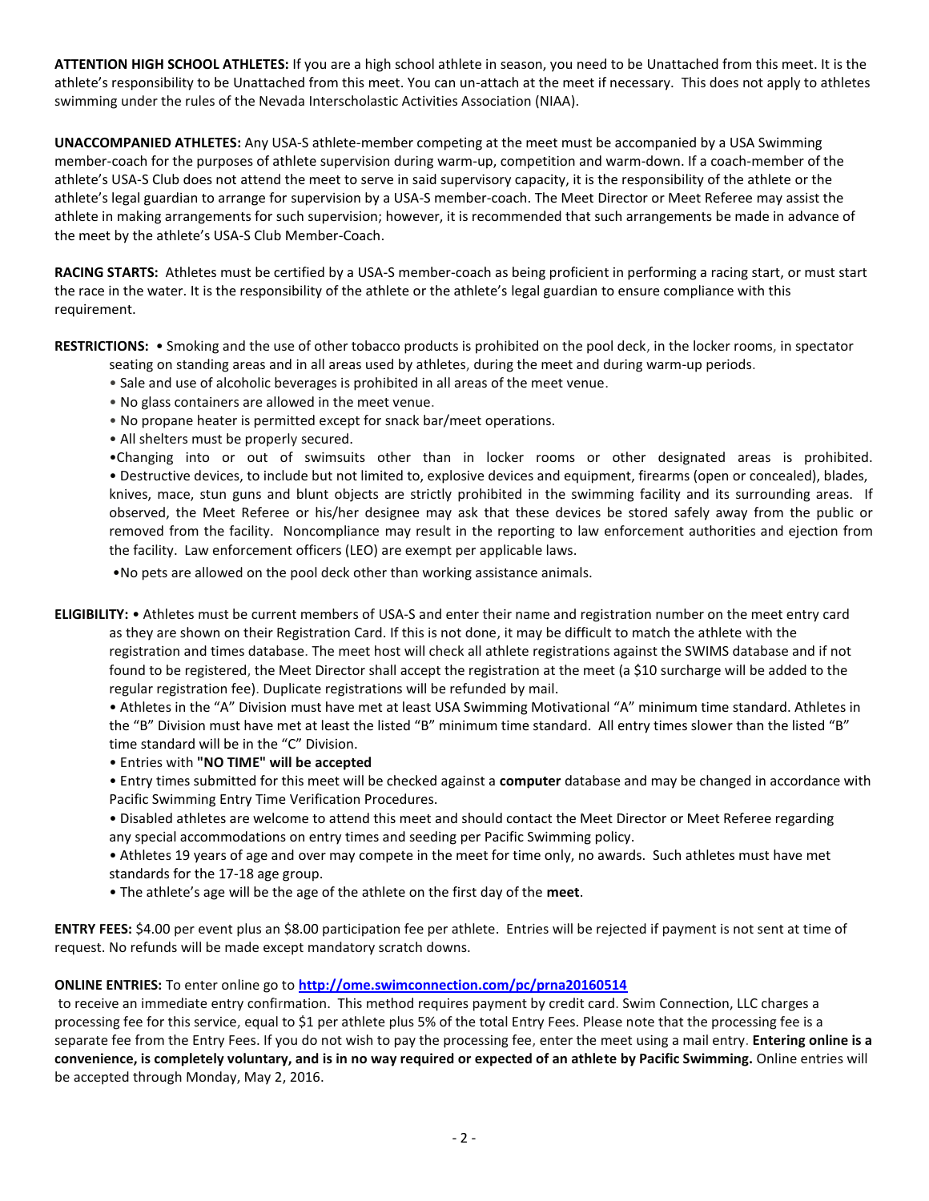**ATTENTION HIGH SCHOOL ATHLETES:** If you are a high school athlete in season, you need to be Unattached from this meet. It is the athlete's responsibility to be Unattached from this meet. You can un-attach at the meet if necessary. This does not apply to athletes swimming under the rules of the Nevada Interscholastic Activities Association (NIAA).

**UNACCOMPANIED ATHLETES:** Any USA-S athlete-member competing at the meet must be accompanied by a USA Swimming member-coach for the purposes of athlete supervision during warm-up, competition and warm-down. If a coach-member of the athlete's USA-S Club does not attend the meet to serve in said supervisory capacity, it is the responsibility of the athlete or the athlete's legal guardian to arrange for supervision by a USA-S member-coach. The Meet Director or Meet Referee may assist the athlete in making arrangements for such supervision; however, it is recommended that such arrangements be made in advance of the meet by the athlete's USA-S Club Member-Coach.

**RACING STARTS:** Athletes must be certified by a USA-S member-coach as being proficient in performing a racing start, or must start the race in the water. It is the responsibility of the athlete or the athlete's legal guardian to ensure compliance with this requirement.

**RESTRICTIONS:**
- Smoking and the use of other tobacco products is prohibited on the pool deck, in the locker rooms, in spectator seating on standing areas and in all areas used by athletes, during the meet and during warm-up periods.
- Sale and use of alcoholic beverages is prohibited in all areas of the meet venue.
- No glass containers are allowed in the meet venue.
- No propane heater is permitted except for snack bar/meet operations.
- All shelters must be properly secured.
- Changing into or out of swimsuits other than in locker rooms or other designated areas is prohibited.
- Destructive devices, to include but not limited to, explosive devices and equipment, firearms (open or concealed), blades, knives, mace, stun guns and blunt objects are strictly prohibited in the swimming facility and its surrounding areas. If observed, the Meet Referee or his/her designee may ask that these devices be stored safely away from the public or removed from the facility. Noncompliance may result in the reporting to law enforcement authorities and ejection from the facility. Law enforcement officers (LEO) are exempt per applicable laws.
- No pets are allowed on the pool deck other than working assistance animals.

**ELIGIBILITY:**
- Athletes must be current members of USA-S and enter their name and registration number on the meet entry card as they are shown on their Registration Card. If this is not done, it may be difficult to match the athlete with the registration and times database. The meet host will check all athlete registrations against the SWIMS database and if not found to be registered, the Meet Director shall accept the registration at the meet (a $10 surcharge will be added to the regular registration fee). Duplicate registrations will be refunded by mail.
- Athletes in the "A" Division must have met at least USA Swimming Motivational "A" minimum time standard. Athletes in the "B" Division must have met at least the listed "B" minimum time standard. All entry times slower than the listed "B" time standard will be in the "C" Division.
- Entries with **"NO TIME" will be accepted**
- Entry times submitted for this meet will be checked against a **computer** database and may be changed in accordance with Pacific Swimming Entry Time Verification Procedures.
- Disabled athletes are welcome to attend this meet and should contact the Meet Director or Meet Referee regarding any special accommodations on entry times and seeding per Pacific Swimming policy.
- Athletes 19 years of age and over may compete in the meet for time only, no awards. Such athletes must have met standards for the 17-18 age group.
- The athlete's age will be the age of the athlete on the first day of the **meet**.

**ENTRY FEES:** $4.00 per event plus an $8.00 participation fee per athlete. Entries will be rejected if payment is not sent at time of request. No refunds will be made except mandatory scratch downs.

**ONLINE ENTRIES:** To enter online go to **http://ome.swimconnection.com/pc/prna20160514** to receive an immediate entry confirmation. This method requires payment by credit card. Swim Connection, LLC charges a processing fee for this service, equal to $1 per athlete plus 5% of the total Entry Fees. Please note that the processing fee is a separate fee from the Entry Fees. If you do not wish to pay the processing fee, enter the meet using a mail entry. **Entering online is a convenience, is completely voluntary, and is in no way required or expected of an athlete by Pacific Swimming.** Online entries will be accepted through Monday, May 2, 2016.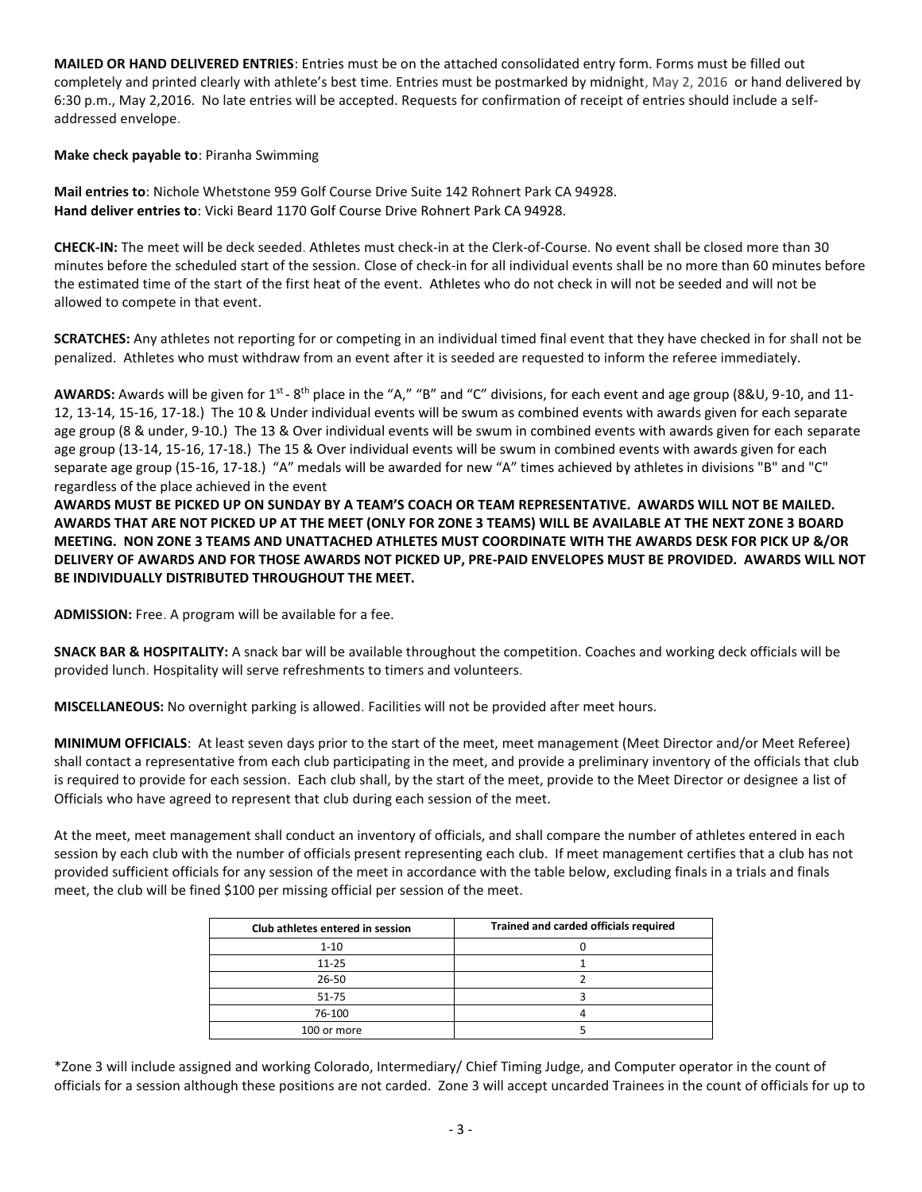**MAILED OR HAND DELIVERED ENTRIES**: Entries must be on the attached consolidated entry form. Forms must be filled out completely and printed clearly with athlete's best time. Entries must be postmarked by midnight, May 2, 2016 or hand delivered by 6:30 p.m., May 2,2016. No late entries will be accepted. Requests for confirmation of receipt of entries should include a self-addressed envelope.

**Make check payable to**: Piranha Swimming

**Mail entries to**: Nichole Whetstone 959 Golf Course Drive Suite 142 Rohnert Park CA 94928.
**Hand deliver entries to**: Vicki Beard 1170 Golf Course Drive Rohnert Park CA 94928.

**CHECK-IN:** The meet will be deck seeded. Athletes must check-in at the Clerk-of-Course. No event shall be closed more than 30 minutes before the scheduled start of the session. Close of check-in for all individual events shall be no more than 60 minutes before the estimated time of the start of the first heat of the event. Athletes who do not check in will not be seeded and will not be allowed to compete in that event.

**SCRATCHES:** Any athletes not reporting for or competing in an individual timed final event that they have checked in for shall not be penalized. Athletes who must withdraw from an event after it is seeded are requested to inform the referee immediately.

**AWARDS:** Awards will be given for 1st - 8th place in the "A," "B" and "C" divisions, for each event and age group (8&U, 9-10, and 11-12, 13-14, 15-16, 17-18.) The 10 & Under individual events will be swum as combined events with awards given for each separate age group (8 & under, 9-10.) The 13 & Over individual events will be swum in combined events with awards given for each separate age group (13-14, 15-16, 17-18.) The 15 & Over individual events will be swum in combined events with awards given for each separate age group (15-16, 17-18.) "A" medals will be awarded for new "A" times achieved by athletes in divisions "B" and "C" regardless of the place achieved in the event

**AWARDS MUST BE PICKED UP ON SUNDAY BY A TEAM'S COACH OR TEAM REPRESENTATIVE. AWARDS WILL NOT BE MAILED. AWARDS THAT ARE NOT PICKED UP AT THE MEET (ONLY FOR ZONE 3 TEAMS) WILL BE AVAILABLE AT THE NEXT ZONE 3 BOARD MEETING. NON ZONE 3 TEAMS AND UNATTACHED ATHLETES MUST COORDINATE WITH THE AWARDS DESK FOR PICK UP &/OR DELIVERY OF AWARDS AND FOR THOSE AWARDS NOT PICKED UP, PRE-PAID ENVELOPES MUST BE PROVIDED. AWARDS WILL NOT BE INDIVIDUALLY DISTRIBUTED THROUGHOUT THE MEET.**

**ADMISSION:** Free. A program will be available for a fee.

**SNACK BAR & HOSPITALITY:** A snack bar will be available throughout the competition. Coaches and working deck officials will be provided lunch. Hospitality will serve refreshments to timers and volunteers.

**MISCELLANEOUS:** No overnight parking is allowed. Facilities will not be provided after meet hours.

**MINIMUM OFFICIALS**: At least seven days prior to the start of the meet, meet management (Meet Director and/or Meet Referee) shall contact a representative from each club participating in the meet, and provide a preliminary inventory of the officials that club is required to provide for each session. Each club shall, by the start of the meet, provide to the Meet Director or designee a list of Officials who have agreed to represent that club during each session of the meet.

At the meet, meet management shall conduct an inventory of officials, and shall compare the number of athletes entered in each session by each club with the number of officials present representing each club. If meet management certifies that a club has not provided sufficient officials for any session of the meet in accordance with the table below, excluding finals in a trials and finals meet, the club will be fined $100 per missing official per session of the meet.

| Club athletes entered in session | Trained and carded officials required |
|---|---|
| 1-10 | 0 |
| 11-25 | 1 |
| 26-50 | 2 |
| 51-75 | 3 |
| 76-100 | 4 |
| 100 or more | 5 |

*Zone 3 will include assigned and working Colorado, Intermediary/ Chief Timing Judge, and Computer operator in the count of officials for a session although these positions are not carded. Zone 3 will accept uncarded Trainees in the count of officials for up to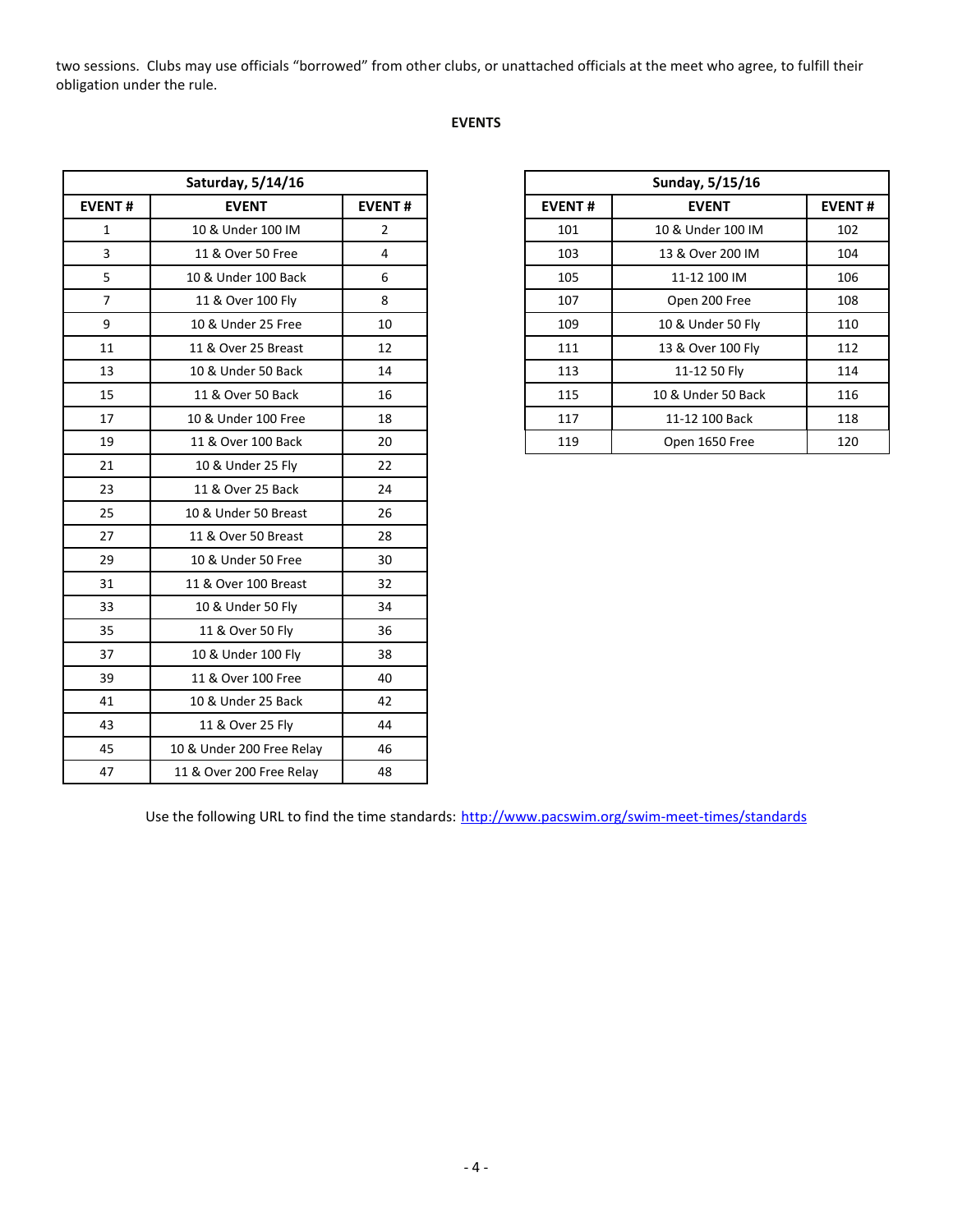two sessions. Clubs may use officials "borrowed" from other clubs, or unattached officials at the meet who agree, to fulfill their obligation under the rule.

**EVENTS**

| Saturday, 5/14/16 | | |
|---|---|---|
| **EVENT #** | **EVENT** | **EVENT #** |
| 1 | 10 & Under 100 IM | 2 |
| 3 | 11 & Over 50 Free | 4 |
| 5 | 10 & Under 100 Back | 6 |
| 7 | 11 & Over 100 Fly | 8 |
| 9 | 10 & Under 25 Free | 10 |
| 11 | 11 & Over 25 Breast | 12 |
| 13 | 10 & Under 50 Back | 14 |
| 15 | 11 & Over 50 Back | 16 |
| 17 | 10 & Under 100 Free | 18 |
| 19 | 11 & Over 100 Back | 20 |
| 21 | 10 & Under 25 Fly | 22 |
| 23 | 11 & Over 25 Back | 24 |
| 25 | 10 & Under 50 Breast | 26 |
| 27 | 11 & Over 50 Breast | 28 |
| 29 | 10 & Under 50 Free | 30 |
| 31 | 11 & Over 100 Breast | 32 |
| 33 | 10 & Under 50 Fly | 34 |
| 35 | 11 & Over 50 Fly | 36 |
| 37 | 10 & Under 100 Fly | 38 |
| 39 | 11 & Over 100 Free | 40 |
| 41 | 10 & Under 25 Back | 42 |
| 43 | 11 & Over 25 Fly | 44 |
| 45 | 10 & Under 200 Free Relay | 46 |
| 47 | 11 & Over 200 Free Relay | 48 |

| Sunday, 5/15/16 | | |
|---|---|---|
| **EVENT #** | **EVENT** | **EVENT #** |
| 101 | 10 & Under 100 IM | 102 |
| 103 | 13 & Over 200 IM | 104 |
| 105 | 11-12 100 IM | 106 |
| 107 | Open 200 Free | 108 |
| 109 | 10 & Under 50 Fly | 110 |
| 111 | 13 & Over 100 Fly | 112 |
| 113 | 11-12 50 Fly | 114 |
| 115 | 10 & Under 50 Back | 116 |
| 117 | 11-12 100 Back | 118 |
| 119 | Open 1650 Free | 120 |

Use the following URL to find the time standards: http://www.pacswim.org/swim-meet-times/standards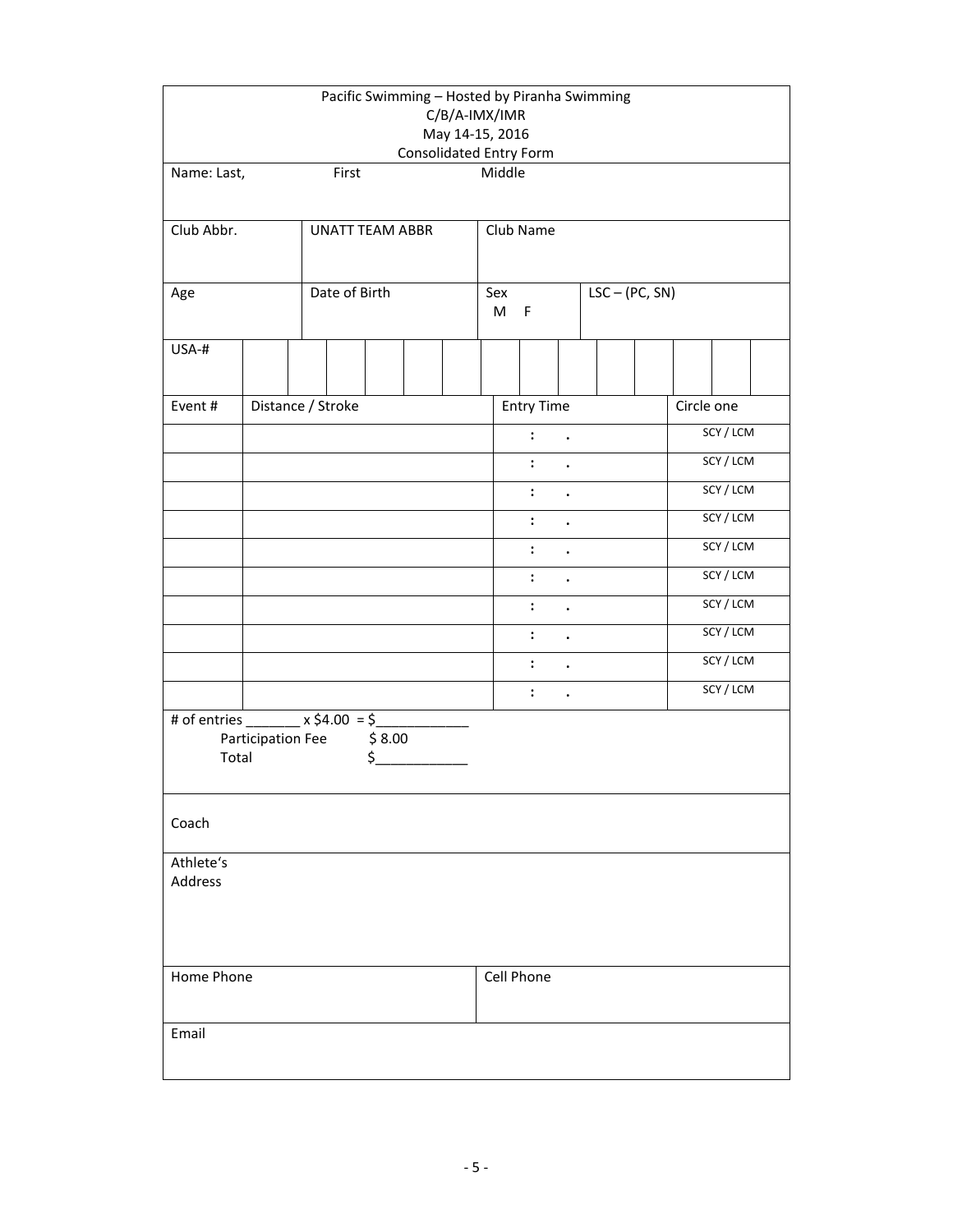Pacific Swimming – Hosted by Piranha Swimming
C/B/A-IMX/IMR
May 14-15, 2016
Consolidated Entry Form

| Name: Last, | First | Middle |
|---|---|---|
| | | |

| Club Abbr. | UNATT TEAM ABBR | Club Name |
|---|---|---|
| | | |

| Age | Date of Birth | Sex M F | LSC – (PC, SN) |
|---|---|---|---|
| | | | |

| USA-# | | | | | | | | | | | | | | |
|---|---|---|---|---|---|---|---|---|---|---|---|---|---|---|
| | | | | | | | | | | | | | | |

| Event # | Distance / Stroke | Entry Time | Circle one |
|---|---|---|---|
| | | : . | SCY / LCM |
| | | : . | SCY / LCM |
| | | : . | SCY / LCM |
| | | : . | SCY / LCM |
| | | : . | SCY / LCM |
| | | : . | SCY / LCM |
| | | : . | SCY / LCM |
| | | : . | SCY / LCM |
| | | : . | SCY / LCM |
| | | : . | SCY / LCM |

# of entries _______ x $4.00 = $____________
Participation Fee $ 8.00
Total $____________

Coach

Athlete's Address

| Home Phone | Cell Phone |
|---|---|
| | |

Email